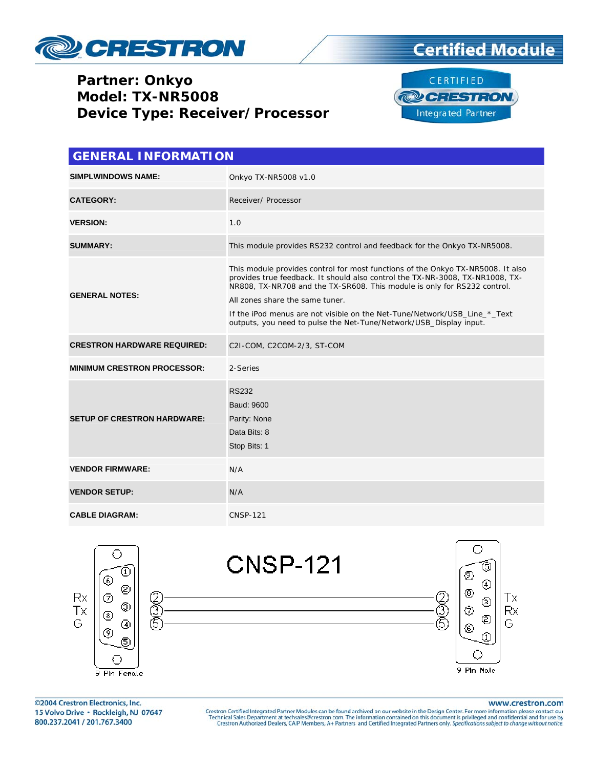# CRESTRON — Certified Module

**Partner: Onkyo**
**Model: TX-NR5008**
**Device Type: Receiver/ Processor**

CERTIFIED CRESTRON Integrated Partner

## GENERAL INFORMATION

| | |
|---|---|
| **SIMPLWINDOWS NAME:** | Onkyo TX-NR5008 v1.0 |
| **CATEGORY:** | Receiver/ Processor |
| **VERSION:** | 1.0 |
| **SUMMARY:** | This module provides RS232 control and feedback for the Onkyo TX-NR5008. |
| **GENERAL NOTES:** | This module provides control for most functions of the Onkyo TX-NR5008. It also provides true feedback. It should also control the TX-NR-3008, TX-NR1008, TX-NR808, TX-NR708 and the TX-SR608. This module is only for RS232 control. All zones share the same tuner. If the iPod menus are not visible on the Net-Tune/Network/USB_Line_*_Text outputs, you need to pulse the Net-Tune/Network/USB_Display input. |
| **CRESTRON HARDWARE REQUIRED:** | C2I-COM, C2COM-2/3, ST-COM |
| **MINIMUM CRESTRON PROCESSOR:** | 2-Series |
| **SETUP OF CRESTRON HARDWARE:** | RS232<br>Baud: 9600<br>Parity: None<br>Data Bits: 8<br>Stop Bits: 1 |
| **VENDOR FIRMWARE:** | N/A |
| **VENDOR SETUP:** | N/A |
| **CABLE DIAGRAM:** | CNSP-121 |

**CNSP-121**

| 9 Pin Female | | 9 Pin Male | |
|---|---|---|---|
| Rx | 2 | 2 | Tx |
| Tx | 3 | 3 | Rx |
| G | 5 | 5 | G |

©2004 Crestron Electronics, Inc.
15 Volvo Drive • Rockleigh, NJ 07647
800.237.2041 / 201.767.3400

www.crestron.com
Crestron Certified Integrated Partner Modules can be found archived on our website in the Design Center. For more information please contact our Technical Sales Department at techsales@crestron.com. The information contained on this document is privileged and confidential and for use by Crestron Authorized Dealers, CAIP Members, A+ Partners and Certified Integrated Partners only. *Specifications subject to change without notice.*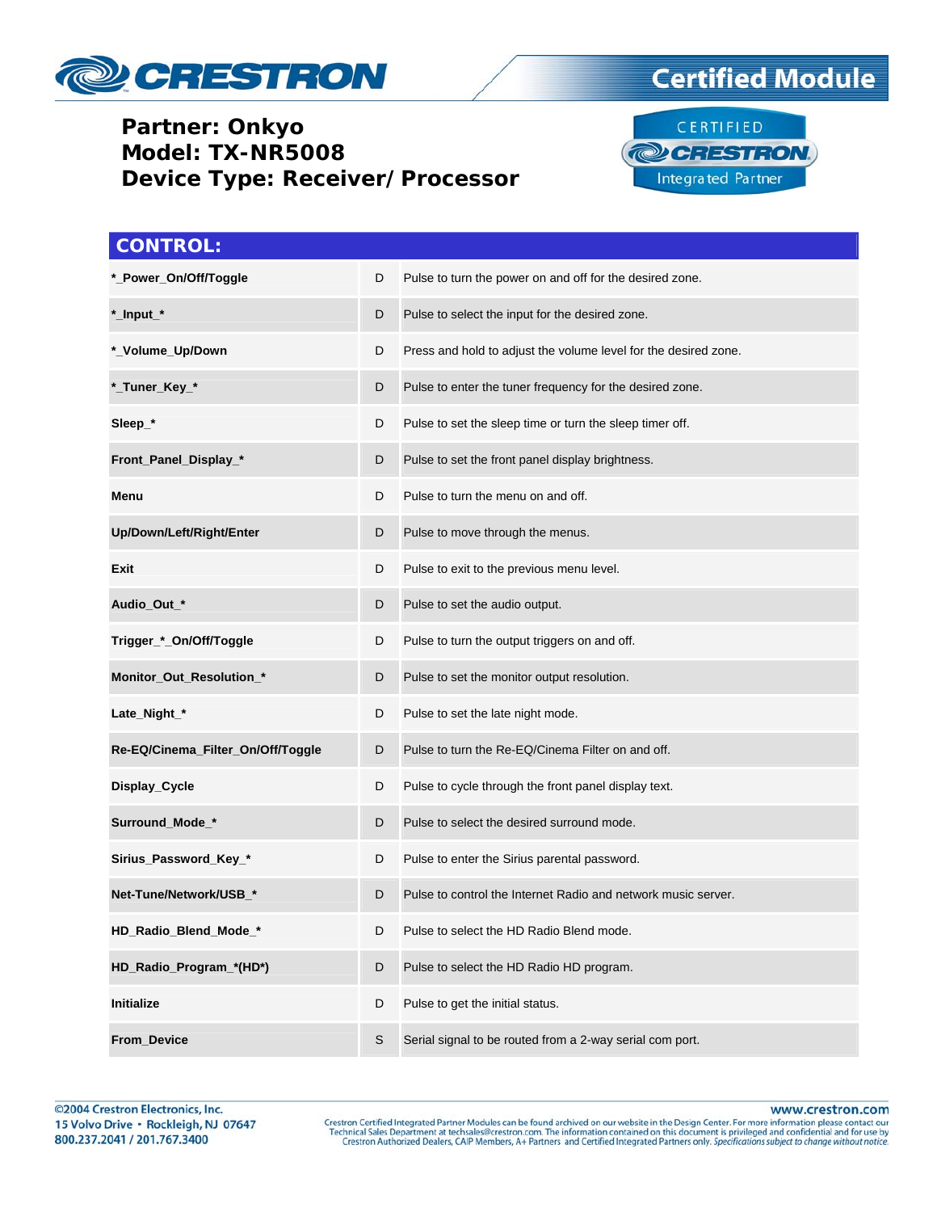**Partner: Onkyo**
**Model: TX-NR5008**
**Device Type: Receiver/ Processor**

## CONTROL:

| | | |
|---|---|---|
| **\*_Power_On/Off/Toggle** | D | Pulse to turn the power on and off for the desired zone. |
| **\*_Input_\*** | D | Pulse to select the input for the desired zone. |
| **\*_Volume_Up/Down** | D | Press and hold to adjust the volume level for the desired zone. |
| **\*_Tuner_Key_\*** | D | Pulse to enter the tuner frequency for the desired zone. |
| **Sleep_\*** | D | Pulse to set the sleep time or turn the sleep timer off. |
| **Front_Panel_Display_\*** | D | Pulse to set the front panel display brightness. |
| **Menu** | D | Pulse to turn the menu on and off. |
| **Up/Down/Left/Right/Enter** | D | Pulse to move through the menus. |
| **Exit** | D | Pulse to exit to the previous menu level. |
| **Audio_Out_\*** | D | Pulse to set the audio output. |
| **Trigger_\*_On/Off/Toggle** | D | Pulse to turn the output triggers on and off. |
| **Monitor_Out_Resolution_\*** | D | Pulse to set the monitor output resolution. |
| **Late_Night_\*** | D | Pulse to set the late night mode. |
| **Re-EQ/Cinema_Filter_On/Off/Toggle** | D | Pulse to turn the Re-EQ/Cinema Filter on and off. |
| **Display_Cycle** | D | Pulse to cycle through the front panel display text. |
| **Surround_Mode_\*** | D | Pulse to select the desired surround mode. |
| **Sirius_Password_Key_\*** | D | Pulse to enter the Sirius parental password. |
| **Net-Tune/Network/USB_\*** | D | Pulse to control the Internet Radio and network music server. |
| **HD_Radio_Blend_Mode_\*** | D | Pulse to select the HD Radio Blend mode. |
| **HD_Radio_Program_\*(HD\*)** | D | Pulse to select the HD Radio HD program. |
| **Initialize** | D | Pulse to get the initial status. |
| **From_Device** | S | Serial signal to be routed from a 2-way serial com port. |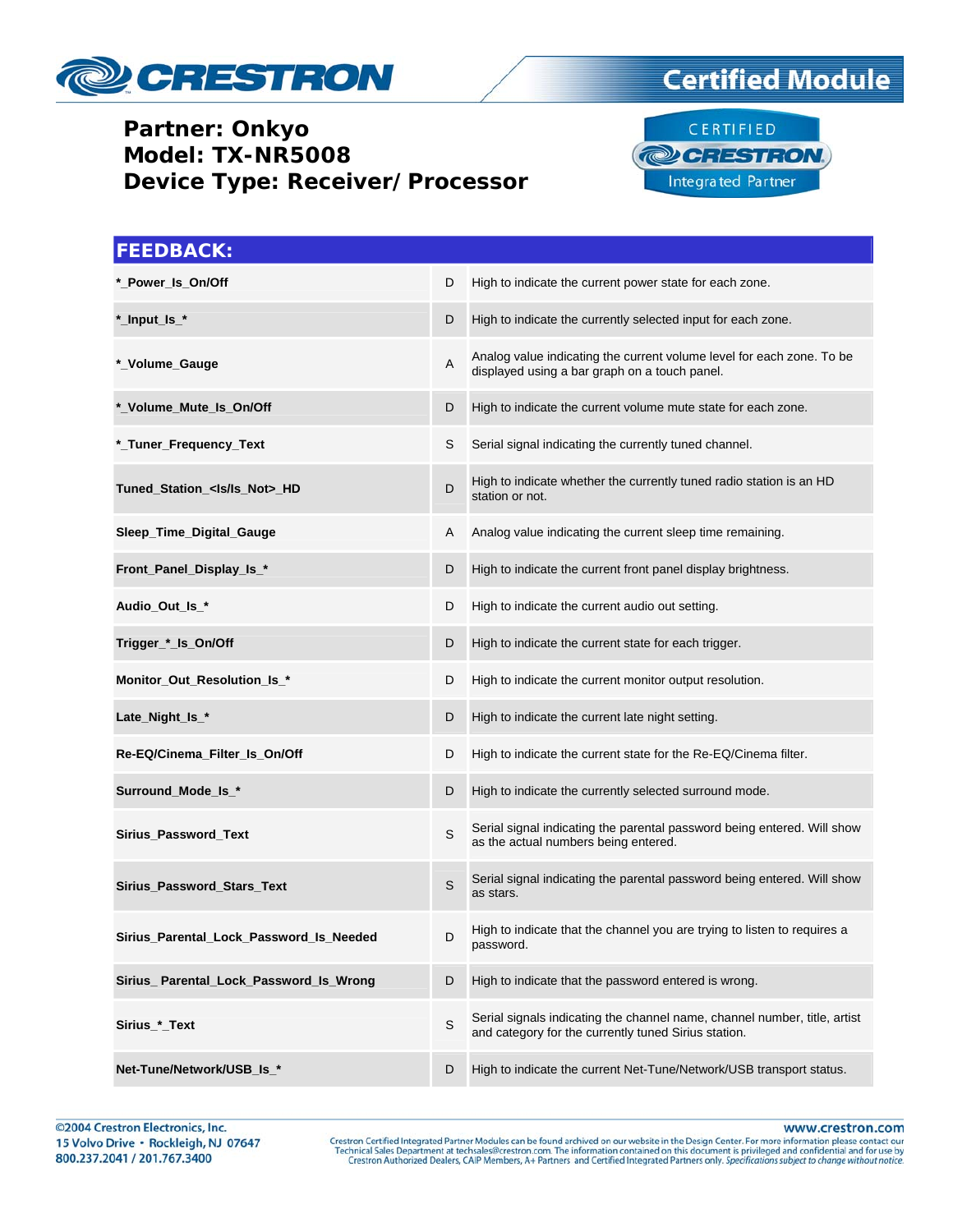**Partner: Onkyo**
**Model: TX-NR5008**
**Device Type: Receiver/ Processor**

## FEEDBACK:

| | | |
|---|---|---|
| *_Power_Is_On/Off | D | High to indicate the current power state for each zone. |
| *_Input_Is_* | D | High to indicate the currently selected input for each zone. |
| *_Volume_Gauge | A | Analog value indicating the current volume level for each zone. To be displayed using a bar graph on a touch panel. |
| *_Volume_Mute_Is_On/Off | D | High to indicate the current volume mute state for each zone. |
| *_Tuner_Frequency_Text | S | Serial signal indicating the currently tuned channel. |
| Tuned_Station_<Is/Is_Not>_HD | D | High to indicate whether the currently tuned radio station is an HD station or not. |
| Sleep_Time_Digital_Gauge | A | Analog value indicating the current sleep time remaining. |
| Front_Panel_Display_Is_* | D | High to indicate the current front panel display brightness. |
| Audio_Out_Is_* | D | High to indicate the current audio out setting. |
| Trigger_*_Is_On/Off | D | High to indicate the current state for each trigger. |
| Monitor_Out_Resolution_Is_* | D | High to indicate the current monitor output resolution. |
| Late_Night_Is_* | D | High to indicate the current late night setting. |
| Re-EQ/Cinema_Filter_Is_On/Off | D | High to indicate the current state for the Re-EQ/Cinema filter. |
| Surround_Mode_Is_* | D | High to indicate the currently selected surround mode. |
| Sirius_Password_Text | S | Serial signal indicating the parental password being entered. Will show as the actual numbers being entered. |
| Sirius_Password_Stars_Text | S | Serial signal indicating the parental password being entered. Will show as stars. |
| Sirius_Parental_Lock_Password_Is_Needed | D | High to indicate that the channel you are trying to listen to requires a password. |
| Sirius_ Parental_Lock_Password_Is_Wrong | D | High to indicate that the password entered is wrong. |
| Sirius_*_Text | S | Serial signals indicating the channel name, channel number, title, artist and category for the currently tuned Sirius station. |
| Net-Tune/Network/USB_Is_* | D | High to indicate the current Net-Tune/Network/USB transport status. |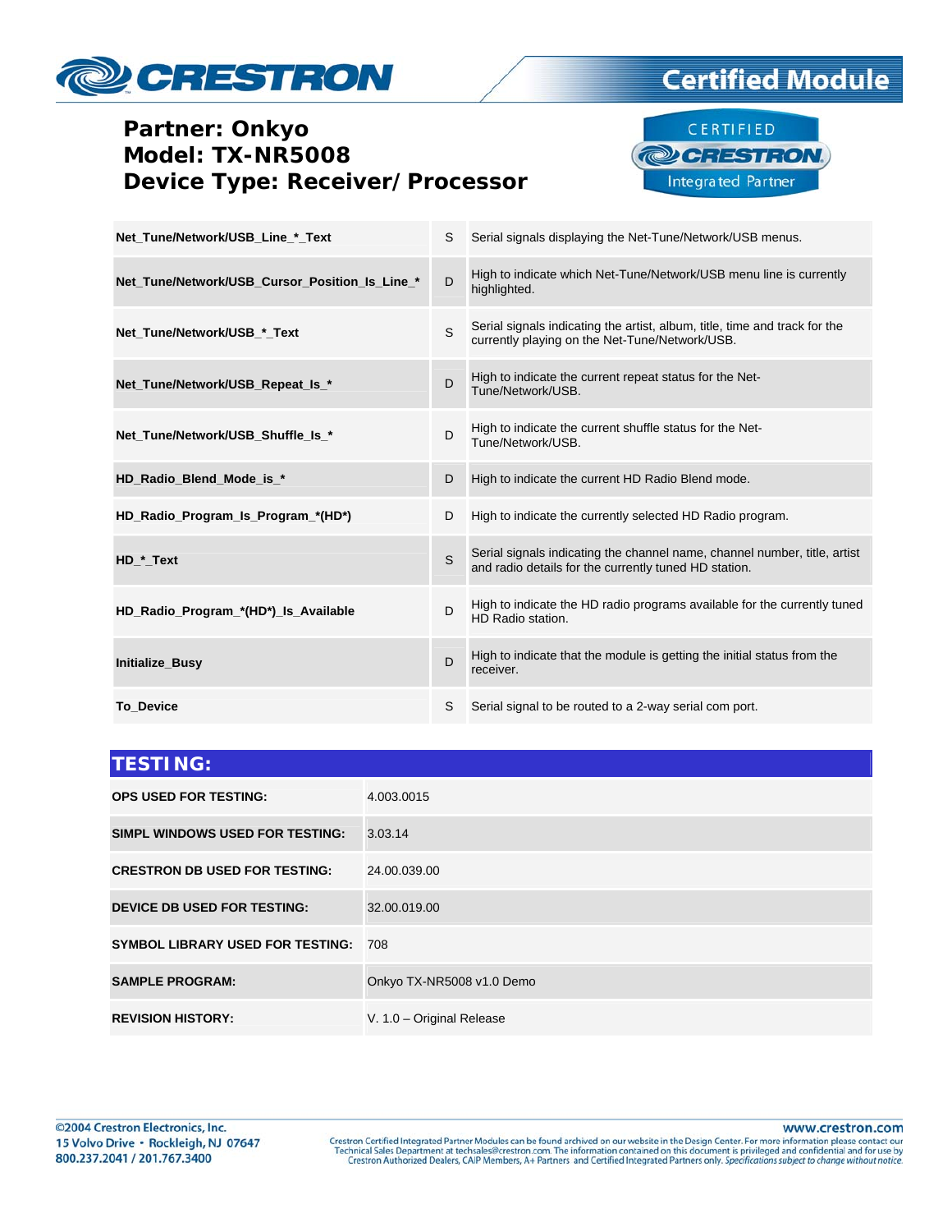**Partner: Onkyo**
**Model: TX-NR5008**
**Device Type: Receiver/Processor**

| | | |
|---|---|---|
| **Net_Tune/Network/USB_Line_*_Text** | S | Serial signals displaying the Net-Tune/Network/USB menus. |
| **Net_Tune/Network/USB_Cursor_Position_Is_Line_*** | D | High to indicate which Net-Tune/Network/USB menu line is currently highlighted. |
| **Net_Tune/Network/USB_*_Text** | S | Serial signals indicating the artist, album, title, time and track for the currently playing on the Net-Tune/Network/USB. |
| **Net_Tune/Network/USB_Repeat_Is_*** | D | High to indicate the current repeat status for the Net-Tune/Network/USB. |
| **Net_Tune/Network/USB_Shuffle_Is_*** | D | High to indicate the current shuffle status for the Net-Tune/Network/USB. |
| **HD_Radio_Blend_Mode_is_*** | D | High to indicate the current HD Radio Blend mode. |
| **HD_Radio_Program_Is_Program_*(HD*)** | D | High to indicate the currently selected HD Radio program. |
| **HD_*_Text** | S | Serial signals indicating the channel name, channel number, title, artist and radio details for the currently tuned HD station. |
| **HD_Radio_Program_*(HD*)_Is_Available** | D | High to indicate the HD radio programs available for the currently tuned HD Radio station. |
| **Initialize_Busy** | D | High to indicate that the module is getting the initial status from the receiver. |
| **To_Device** | S | Serial signal to be routed to a 2-way serial com port. |

## TESTING:

| | |
|---|---|
| **OPS USED FOR TESTING:** | 4.003.0015 |
| **SIMPL WINDOWS USED FOR TESTING:** | 3.03.14 |
| **CRESTRON DB USED FOR TESTING:** | 24.00.039.00 |
| **DEVICE DB USED FOR TESTING:** | 32.00.019.00 |
| **SYMBOL LIBRARY USED FOR TESTING:** | 708 |
| **SAMPLE PROGRAM:** | Onkyo TX-NR5008 v1.0 Demo |
| **REVISION HISTORY:** | V. 1.0 – Original Release |